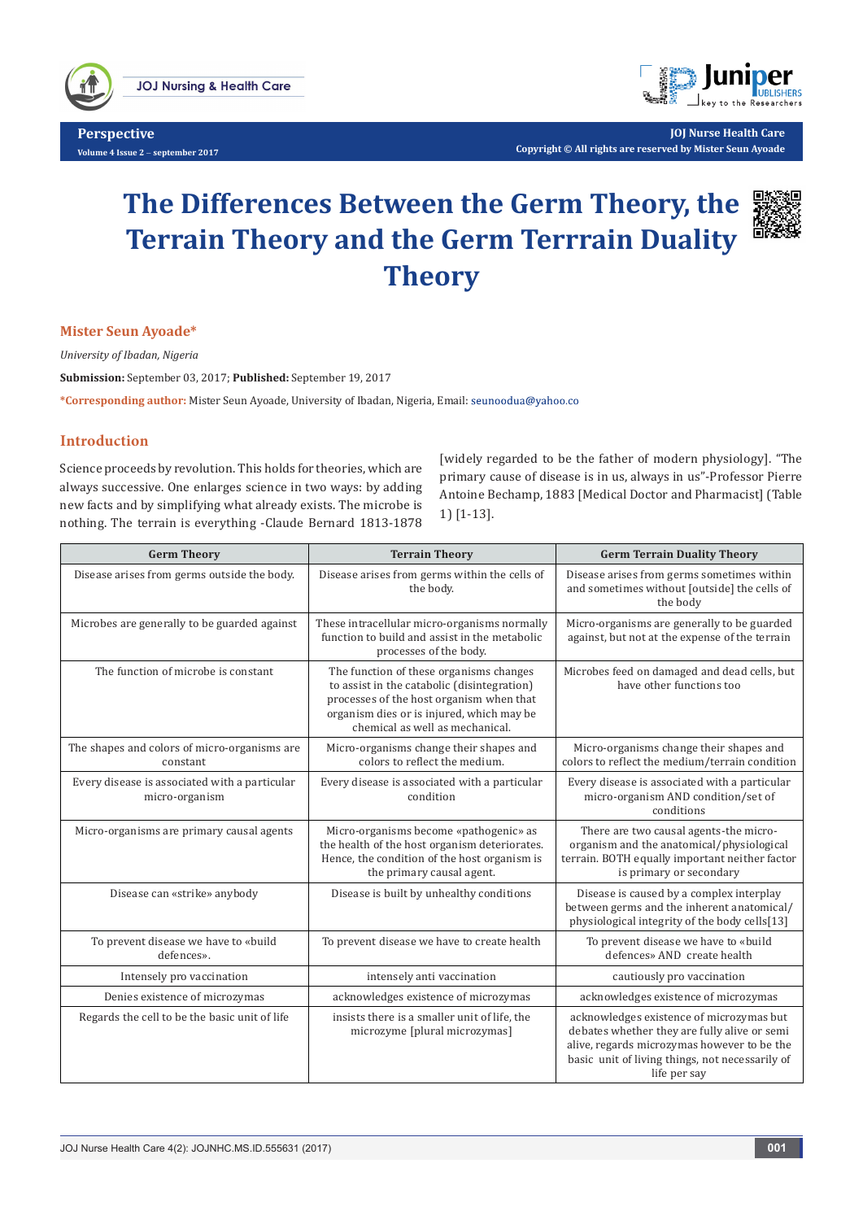Perspective

Volume 4 Issue 2 – september 2017

Copyright © All rights are reserved by Mister Seun Ayoade

# The Differences Between the Germ Theory, the Terrain Theory and the Germ Terrrain Duality Theory

**Mister Seun Ayoade***

*University of Ibadan, Nigeria*

**Submission:** September 03, 2017; **Published:** September 19, 2017

***Corresponding author:** Mister Seun Ayoade, University of Ibadan, Nigeria, Email: seunoodua@yahoo.co

## Introduction

Science proceeds by revolution. This holds for theories, which are always successive. One enlarges science in two ways: by adding new facts and by simplifying what already exists. The microbe is nothing. The terrain is everything -Claude Bernard 1813-1878 [widely regarded to be the father of modern physiology]. "The primary cause of disease is in us, always in us"-Professor Pierre Antoine Bechamp, 1883 [Medical Doctor and Pharmacist] (Table 1) [1-13].

| Germ Theory | Terrain Theory | Germ Terrain Duality Theory |
|---|---|---|
| Disease arises from germs outside the body. | Disease arises from germs within the cells of the body. | Disease arises from germs sometimes within and sometimes without [outside] the cells of the body |
| Microbes are generally to be guarded against | These intracellular micro-organisms normally function to build and assist in the metabolic processes of the body. | Micro-organisms are generally to be guarded against, but not at the expense of the terrain |
| The function of microbe is constant | The function of these organisms changes to assist in the catabolic (disintegration) processes of the host organism when that organism dies or is injured, which may be chemical as well as mechanical. | Microbes feed on damaged and dead cells, but have other functions too |
| The shapes and colors of micro-organisms are constant | Micro-organisms change their shapes and colors to reflect the medium. | Micro-organisms change their shapes and colors to reflect the medium/terrain condition |
| Every disease is associated with a particular micro-organism | Every disease is associated with a particular condition | Every disease is associated with a particular micro-organism AND condition/set of conditions |
| Micro-organisms are primary causal agents | Micro-organisms become «pathogenic» as the health of the host organism deteriorates. Hence, the condition of the host organism is the primary causal agent. | There are two causal agents-the micro-organism and the anatomical/physiological terrain. BOTH equally important neither factor is primary or secondary |
| Disease can «strike» anybody | Disease is built by unhealthy conditions | Disease is caused by a complex interplay between germs and the inherent anatomical/physiological integrity of the body cells[13] |
| To prevent disease we have to «build defences». | To prevent disease we have to create health | To prevent disease we have to «build defences» AND create health |
| Intensely pro vaccination | intensely anti vaccination | cautiously pro vaccination |
| Denies existence of microzymas | acknowledges existence of microzymas | acknowledges existence of microzymas |
| Regards the cell to be the basic unit of life | insists there is a smaller unit of life, the microzyme [plural microzymas] | acknowledges existence of microzymas but debates whether they are fully alive or semi alive, regards microzymas however to be the basic unit of living things, not necessarily of life per say |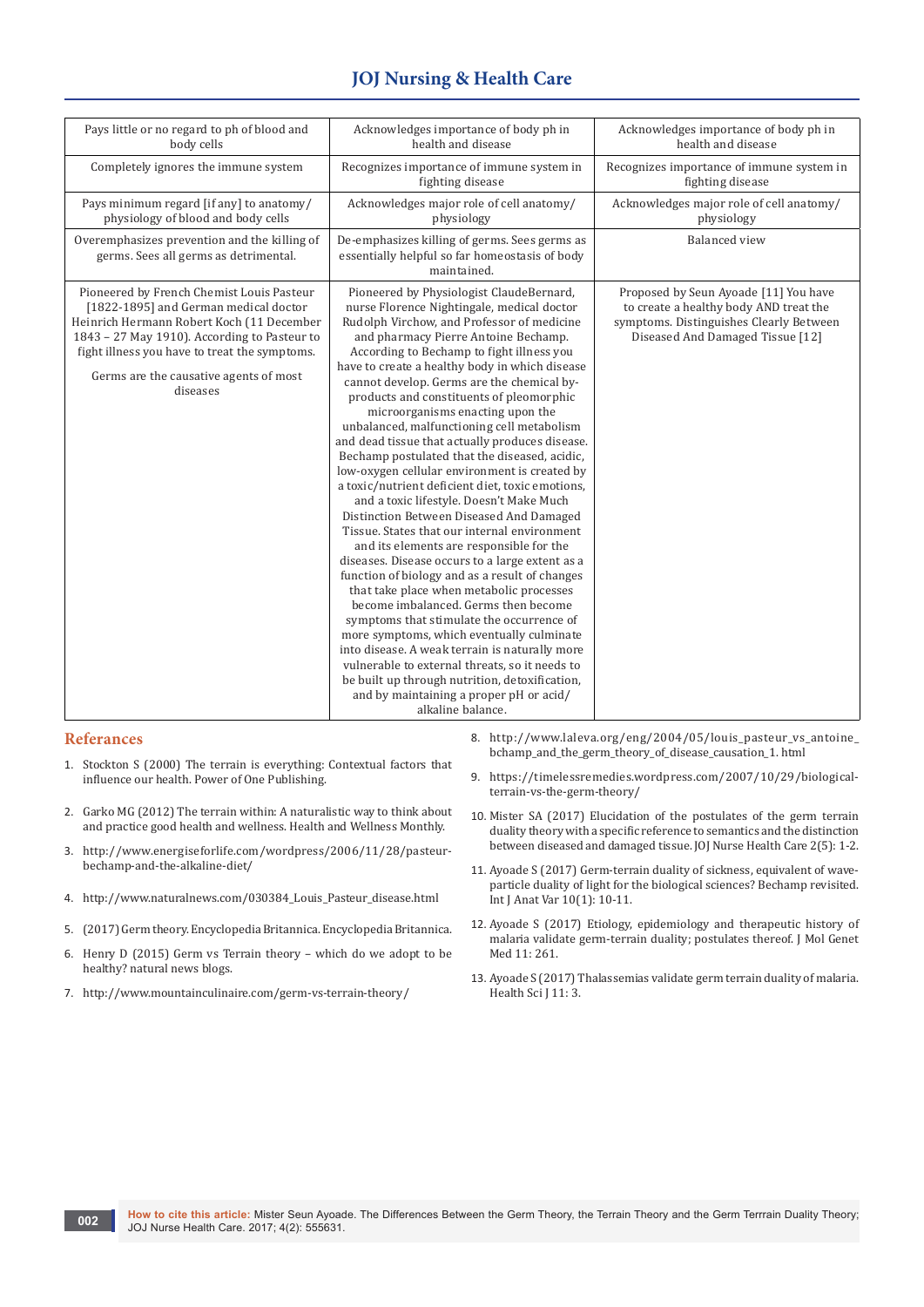| | | |
|---|---|---|
| Pays little or no regard to ph of blood and body cells | Acknowledges importance of body ph in health and disease | Acknowledges importance of body ph in health and disease |
| Completely ignores the immune system | Recognizes importance of immune system in fighting disease | Recognizes importance of immune system in fighting disease |
| Pays minimum regard [if any] to anatomy/ physiology of blood and body cells | Acknowledges major role of cell anatomy/ physiology | Acknowledges major role of cell anatomy/ physiology |
| Overemphasizes prevention and the killing of germs. Sees all germs as detrimental. | De-emphasizes killing of germs. Sees germs as essentially helpful so far homeostasis of body maintained. | Balanced view |
| Pioneered by French Chemist Louis Pasteur [1822-1895] and German medical doctor Heinrich Hermann Robert Koch (11 December 1843 – 27 May 1910). According to Pasteur to fight illness you have to treat the symptoms. Germs are the causative agents of most diseases | Pioneered by Physiologist ClaudeBernard, nurse Florence Nightingale, medical doctor Rudolph Virchow, and Professor of medicine and pharmacy Pierre Antoine Bechamp. According to Bechamp to fight illness you have to create a healthy body in which disease cannot develop. Germs are the chemical by-products and constituents of pleomorphic microorganisms enacting upon the unbalanced, malfunctioning cell metabolism and dead tissue that actually produces disease. Bechamp postulated that the diseased, acidic, low-oxygen cellular environment is created by a toxic/nutrient deficient diet, toxic emotions, and a toxic lifestyle. Doesn't Make Much Distinction Between Diseased And Damaged Tissue. States that our internal environment and its elements are responsible for the diseases. Disease occurs to a large extent as a function of biology and as a result of changes that take place when metabolic processes become imbalanced. Germs then become symptoms that stimulate the occurrence of more symptoms, which eventually culminate into disease. A weak terrain is naturally more vulnerable to external threats, so it needs to be built up through nutrition, detoxification, and by maintaining a proper pH or acid/ alkaline balance. | Proposed by Seun Ayoade [11] You have to create a healthy body AND treat the symptoms. Distinguishes Clearly Between Diseased And Damaged Tissue [12] |

## Referances

1. Stockton S (2000) The terrain is everything: Contextual factors that influence our health. Power of One Publishing.
2. Garko MG (2012) The terrain within: A naturalistic way to think about and practice good health and wellness. Health and Wellness Monthly.
3. http://www.energiseforlife.com/wordpress/2006/11/28/pasteur-bechamp-and-the-alkaline-diet/
4. http://www.naturalnews.com/030384_Louis_Pasteur_disease.html
5. (2017) Germ theory. Encyclopedia Britannica. Encyclopedia Britannica.
6. Henry D (2015) Germ vs Terrain theory – which do we adopt to be healthy? natural news blogs.
7. http://www.mountainculinaire.com/germ-vs-terrain-theory/
8. http://www.laleva.org/eng/2004/05/louis_pasteur_vs_antoine_bchamp_and_the_germ_theory_of_disease_causation_1. html
9. https://timelessremedies.wordpress.com/2007/10/29/biological-terrain-vs-the-germ-theory/
10. Mister SA (2017) Elucidation of the postulates of the germ terrain duality theory with a specific reference to semantics and the distinction between diseased and damaged tissue. JOJ Nurse Health Care 2(5): 1-2.
11. Ayoade S (2017) Germ-terrain duality of sickness, equivalent of wave-particle duality of light for the biological sciences? Bechamp revisited. Int J Anat Var 10(1): 10-11.
12. Ayoade S (2017) Etiology, epidemiology and therapeutic history of malaria validate germ-terrain duality; postulates thereof. J Mol Genet Med 11: 261.
13. Ayoade S (2017) Thalassemias validate germ terrain duality of malaria. Health Sci J 11: 3.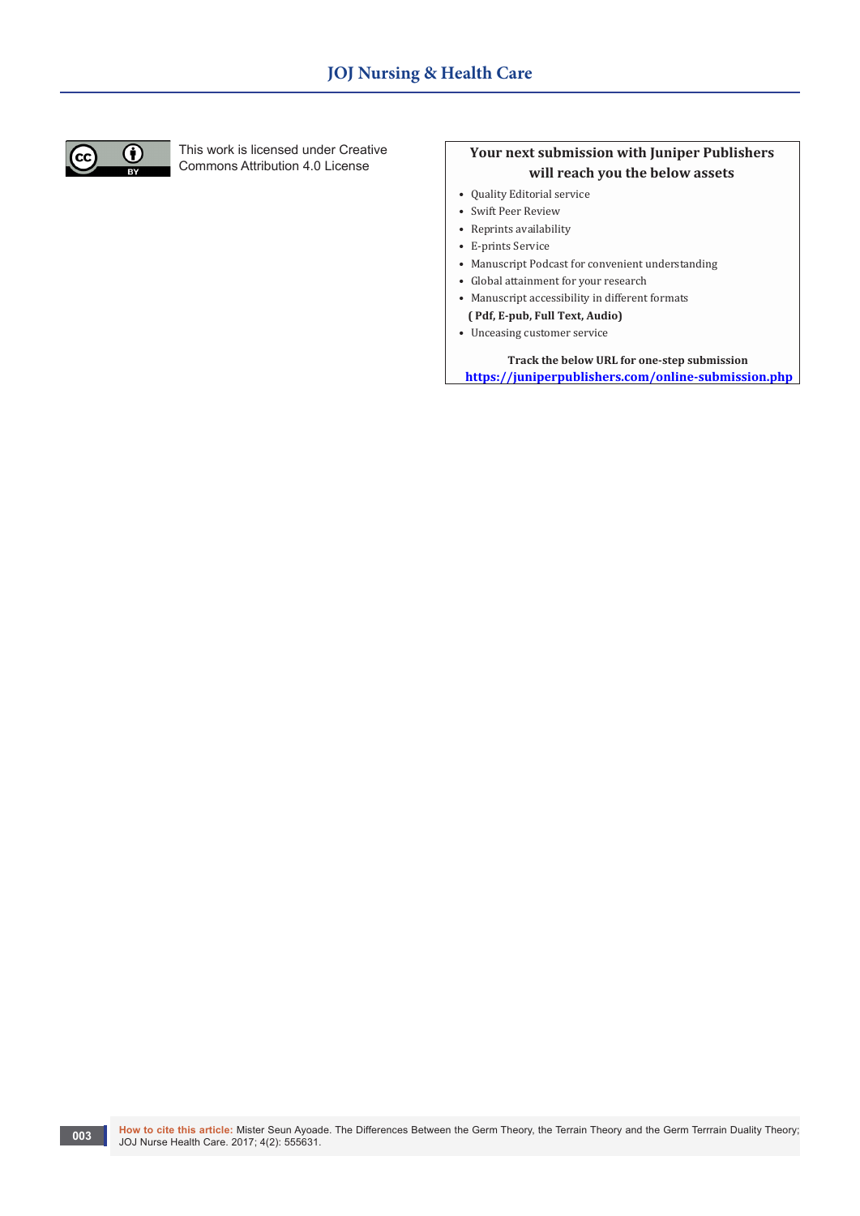This work is licensed under Creative Commons Attribution 4.0 License

**Your next submission with Juniper Publishers will reach you the below assets**

- Quality Editorial service
- Swift Peer Review
- Reprints availability
- E-prints Service
- Manuscript Podcast for convenient understanding
- Global attainment for your research
- Manuscript accessibility in different formats

  **( Pdf, E-pub, Full Text, Audio)**
- Unceasing customer service

**Track the below URL for one-step submission**
**https://juniperpublishers.com/online-submission.php**

**How to cite this article:** Mister Seun Ayoade. The Differences Between the Germ Theory, the Terrain Theory and the Germ Terrrain Duality Theory; JOJ Nurse Health Care. 2017; 4(2): 555631.